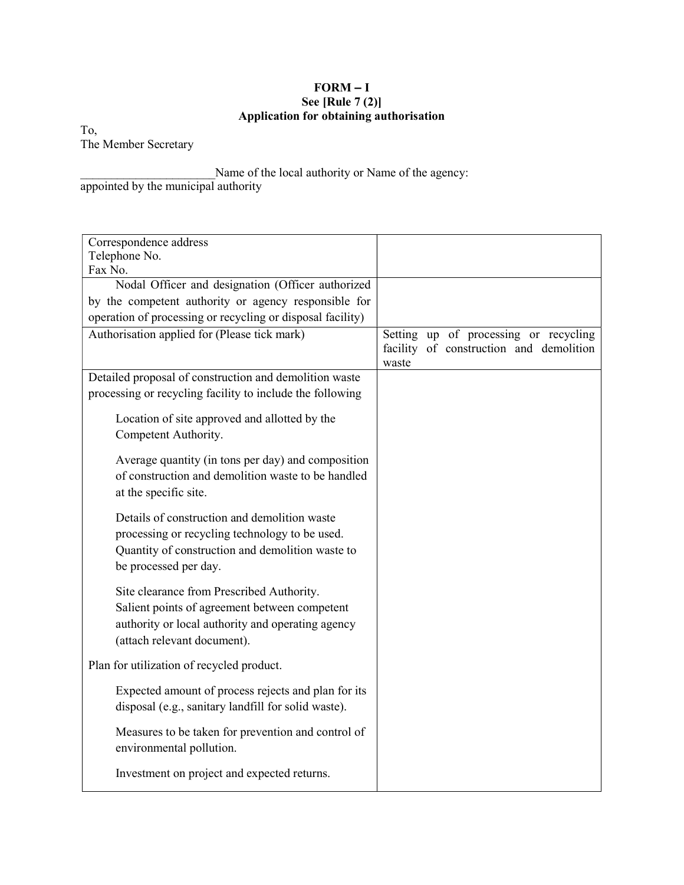**FORM – I**
**See [Rule 7 (2)]**
**Application for obtaining authorisation**

To,
The Member Secretary

______________________Name of the local authority or Name of the agency: appointed by the municipal authority

| | |
|---|---|
| Correspondence address<br>Telephone No.<br>Fax No. | |
| Nodal Officer and designation (Officer authorized by the competent authority or agency responsible for operation of processing or recycling or disposal facility) | |
| Authorisation applied for (Please tick mark) | Setting up of processing or recycling facility of construction and demolition waste |
| Detailed proposal of construction and demolition waste processing or recycling facility to include the following<br><br>Location of site approved and allotted by the Competent Authority.<br><br>Average quantity (in tons per day) and composition of construction and demolition waste to be handled at the specific site.<br><br>Details of construction and demolition waste processing or recycling technology to be used. Quantity of construction and demolition waste to be processed per day.<br><br>Site clearance from Prescribed Authority. Salient points of agreement between competent authority or local authority and operating agency (attach relevant document).<br><br>Plan for utilization of recycled product.<br><br>Expected amount of process rejects and plan for its disposal (e.g., sanitary landfill for solid waste).<br><br>Measures to be taken for prevention and control of environmental pollution.<br><br>Investment on project and expected returns. | |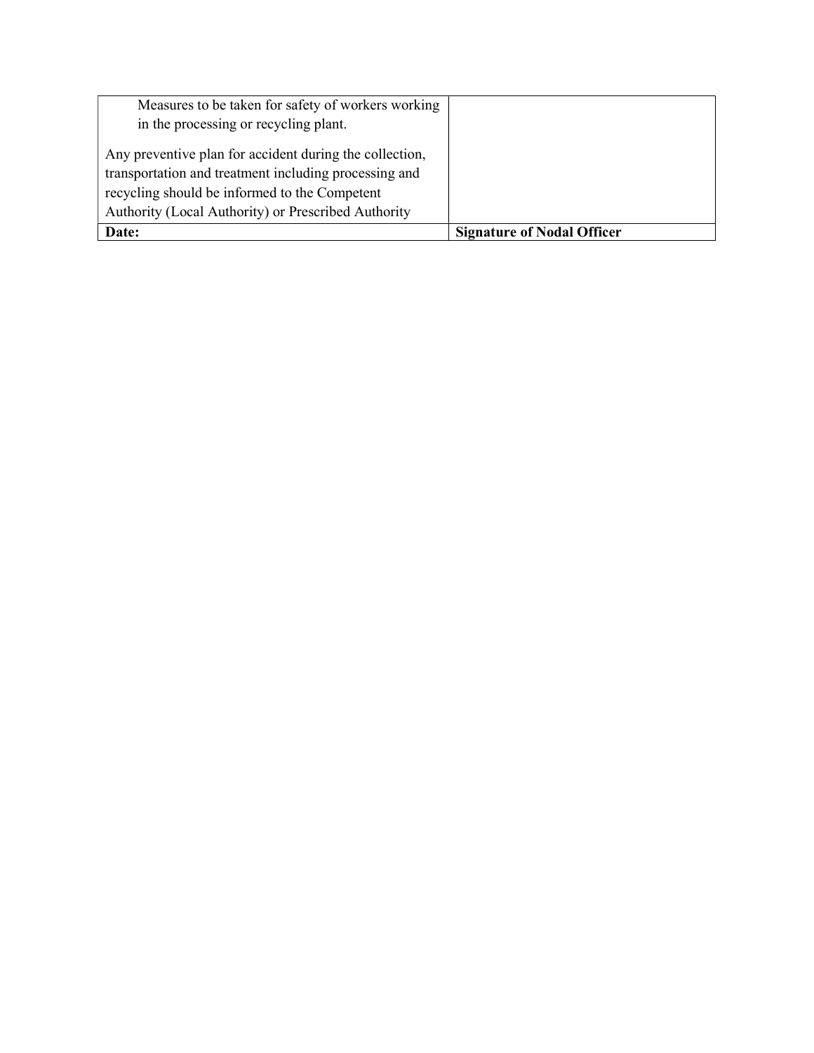| | |
|---|---|
| Measures to be taken for safety of workers working in the processing or recycling plant.<br><br>Any preventive plan for accident during the collection, transportation and treatment including processing and recycling should be informed to the Competent Authority (Local Authority) or Prescribed Authority | |
| **Date:** | **Signature of Nodal Officer** |